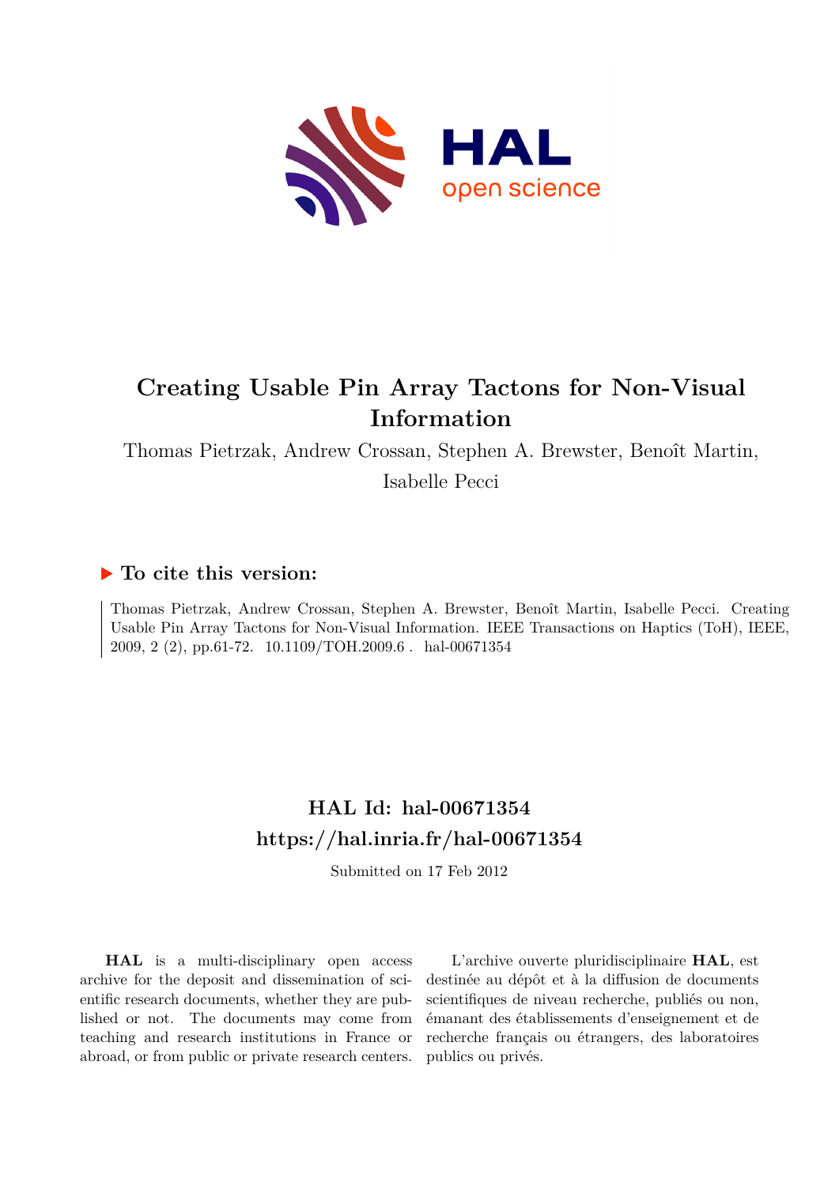# Creating Usable Pin Array Tactons for Non-Visual Information

Thomas Pietrzak, Andrew Crossan, Stephen A. Brewster, Benoît Martin, Isabelle Pecci

## ▶ To cite this version:

Thomas Pietrzak, Andrew Crossan, Stephen A. Brewster, Benoît Martin, Isabelle Pecci. Creating Usable Pin Array Tactons for Non-Visual Information. IEEE Transactions on Haptics (ToH), IEEE, 2009, 2 (2), pp.61-72. 10.1109/TOH.2009.6 . hal-00671354

## HAL Id: hal-00671354
## https://hal.inria.fr/hal-00671354

Submitted on 17 Feb 2012

**HAL** is a multi-disciplinary open access archive for the deposit and dissemination of scientific research documents, whether they are published or not. The documents may come from teaching and research institutions in France or abroad, or from public or private research centers.

L'archive ouverte pluridisciplinaire **HAL**, est destinée au dépôt et à la diffusion de documents scientifiques de niveau recherche, publiés ou non, émanant des établissements d'enseignement et de recherche français ou étrangers, des laboratoires publics ou privés.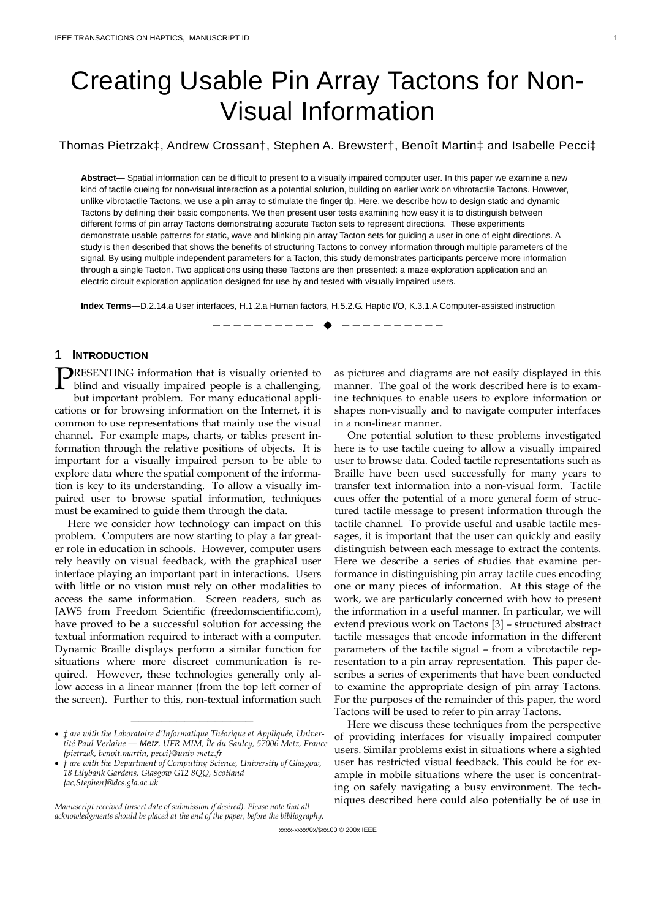# Creating Usable Pin Array Tactons for Non-Visual Information

Thomas Pietrzak‡, Andrew Crossan†, Stephen A. Brewster†, Benoît Martin‡ and Isabelle Pecci‡

**Abstract**— Spatial information can be difficult to present to a visually impaired computer user. In this paper we examine a new kind of tactile cueing for non-visual interaction as a potential solution, building on earlier work on vibrotactile Tactons. However, unlike vibrotactile Tactons, we use a pin array to stimulate the finger tip. Here, we describe how to design static and dynamic Tactons by defining their basic components. We then present user tests examining how easy it is to distinguish between different forms of pin array Tactons demonstrating accurate Tacton sets to represent directions. These experiments demonstrate usable patterns for static, wave and blinking pin array Tacton sets for guiding a user in one of eight directions. A study is then described that shows the benefits of structuring Tactons to convey information through multiple parameters of the signal. By using multiple independent parameters for a Tacton, this study demonstrates participants perceive more information through a single Tacton. Two applications using these Tactons are then presented: a maze exploration application and an electric circuit exploration application designed for use by and tested with visually impaired users.

**Index Terms**—D.2.14.a User interfaces, H.1.2.a Human factors, H.5.2.G. Haptic I/O, K.3.1.A Computer-assisted instruction

## 1 Introduction

Presenting information that is visually oriented to blind and visually impaired people is a challenging, but important problem. For many educational applications or for browsing information on the Internet, it is common to use representations that mainly use the visual channel. For example maps, charts, or tables present information through the relative positions of objects. It is important for a visually impaired person to be able to explore data where the spatial component of the information is key to its understanding. To allow a visually impaired user to browse spatial information, techniques must be examined to guide them through the data.

Here we consider how technology can impact on this problem. Computers are now starting to play a far greater role in education in schools. However, computer users rely heavily on visual feedback, with the graphical user interface playing an important part in interactions. Users with little or no vision must rely on other modalities to access the same information. Screen readers, such as JAWS from Freedom Scientific (freedomscientific.com), have proved to be a successful solution for accessing the textual information required to interact with a computer. Dynamic Braille displays perform a similar function for situations where more discreet communication is required. However, these technologies generally only allow access in a linear manner (from the top left corner of the screen). Further to this, non-textual information such as pictures and diagrams are not easily displayed in this manner. The goal of the work described here is to examine techniques to enable users to explore information or shapes non-visually and to navigate computer interfaces in a non-linear manner.

One potential solution to these problems investigated here is to use tactile cueing to allow a visually impaired user to browse data. Coded tactile representations such as Braille have been used successfully for many years to transfer text information into a non-visual form. Tactile cues offer the potential of a more general form of structured tactile message to present information through the tactile channel. To provide useful and usable tactile messages, it is important that the user can quickly and easily distinguish between each message to extract the contents. Here we describe a series of studies that examine performance in distinguishing pin array tactile cues encoding one or many pieces of information. At this stage of the work, we are particularly concerned with how to present the information in a useful manner. In particular, we will extend previous work on Tactons [3] – structured abstract tactile messages that encode information in the different parameters of the tactile signal – from a vibrotactile representation to a pin array representation. This paper describes a series of experiments that have been conducted to examine the appropriate design of pin array Tactons. For the purposes of the remainder of this paper, the word Tactons will be used to refer to pin array Tactons.

Here we discuss these techniques from the perspective of providing interfaces for visually impaired computer users. Similar problems exist in situations where a sighted user has restricted visual feedback. This could be for example in mobile situations where the user is concentrating on safely navigating a busy environment. The techniques described here could also potentially be of use in

---

- *‡ are with the Laboratoire d'Informatique Théorique et Appliquée, Univertité Paul Verlaine — Metz, UFR MIM, Île du Saulcy, 57006 Metz, France {pietrzak, benoit.martin, pecci}@univ-metz.fr*
- *† are with the Department of Computing Science, University of Glasgow, 18 Lilybank Gardens, Glasgow G12 8QQ, Scotland {ac,Stephen}@dcs.gla.ac.uk*

*Manuscript received (insert date of submission if desired). Please note that all acknowledgments should be placed at the end of the paper, before the bibliography.*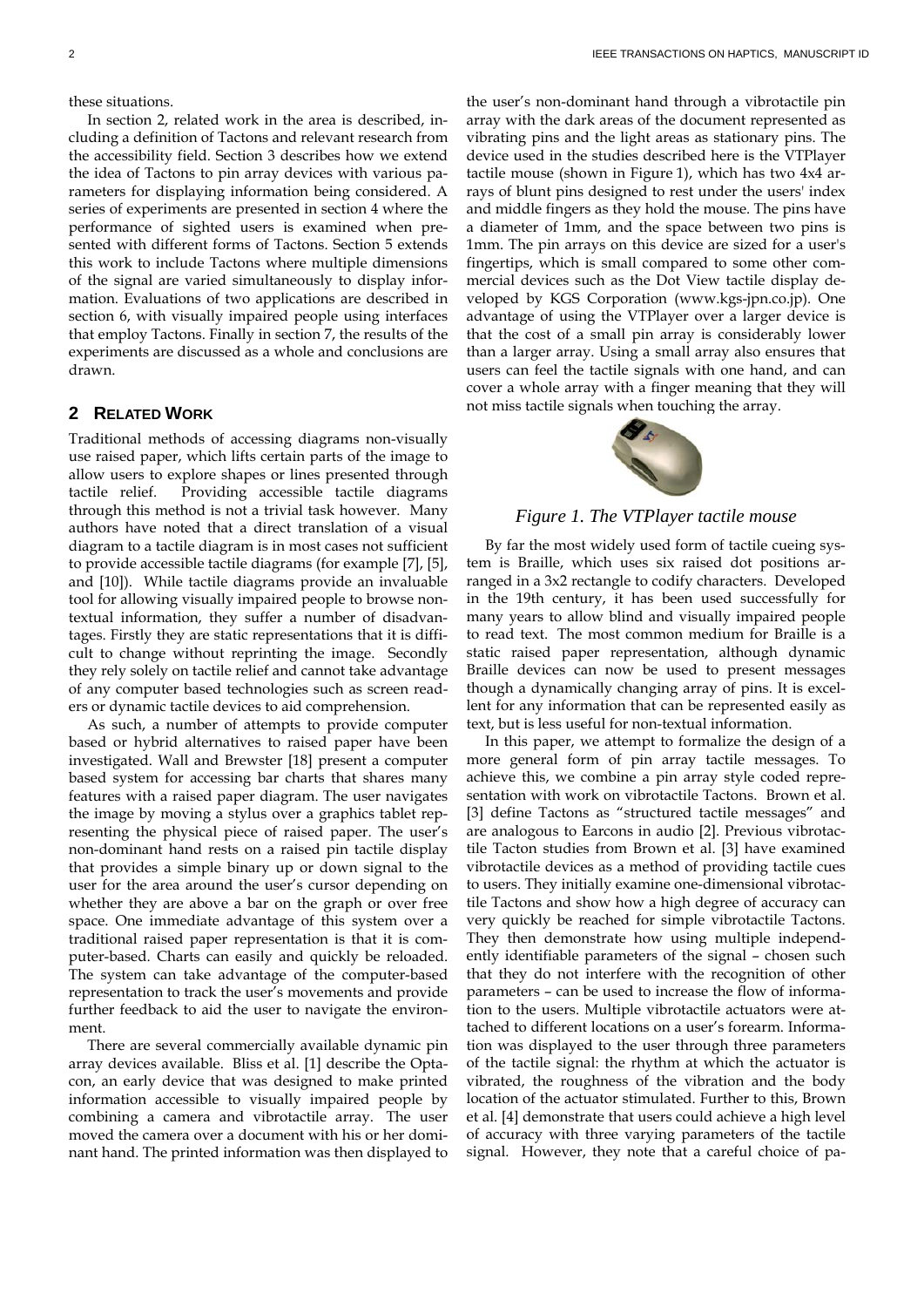these situations.

In section 2, related work in the area is described, including a definition of Tactons and relevant research from the accessibility field. Section 3 describes how we extend the idea of Tactons to pin array devices with various parameters for displaying information being considered. A series of experiments are presented in section 4 where the performance of sighted users is examined when presented with different forms of Tactons. Section 5 extends this work to include Tactons where multiple dimensions of the signal are varied simultaneously to display information. Evaluations of two applications are described in section 6, with visually impaired people using interfaces that employ Tactons. Finally in section 7, the results of the experiments are discussed as a whole and conclusions are drawn.

## 2 Related Work

Traditional methods of accessing diagrams non-visually use raised paper, which lifts certain parts of the image to allow users to explore shapes or lines presented through tactile relief. Providing accessible tactile diagrams through this method is not a trivial task however. Many authors have noted that a direct translation of a visual diagram to a tactile diagram is in most cases not sufficient to provide accessible tactile diagrams (for example [7], [5], and [10]). While tactile diagrams provide an invaluable tool for allowing visually impaired people to browse non-textual information, they suffer a number of disadvantages. Firstly they are static representations that it is difficult to change without reprinting the image. Secondly they rely solely on tactile relief and cannot take advantage of any computer based technologies such as screen readers or dynamic tactile devices to aid comprehension.

As such, a number of attempts to provide computer based or hybrid alternatives to raised paper have been investigated. Wall and Brewster [18] present a computer based system for accessing bar charts that shares many features with a raised paper diagram. The user navigates the image by moving a stylus over a graphics tablet representing the physical piece of raised paper. The user's non-dominant hand rests on a raised pin tactile display that provides a simple binary up or down signal to the user for the area around the user's cursor depending on whether they are above a bar on the graph or over free space. One immediate advantage of this system over a traditional raised paper representation is that it is computer-based. Charts can easily and quickly be reloaded. The system can take advantage of the computer-based representation to track the user's movements and provide further feedback to aid the user to navigate the environment.

There are several commercially available dynamic pin array devices available. Bliss et al. [1] describe the Optacon, an early device that was designed to make printed information accessible to visually impaired people by combining a camera and vibrotactile array. The user moved the camera over a document with his or her dominant hand. The printed information was then displayed to the user's non-dominant hand through a vibrotactile pin array with the dark areas of the document represented as vibrating pins and the light areas as stationary pins. The device used in the studies described here is the VTPlayer tactile mouse (shown in Figure 1), which has two 4x4 arrays of blunt pins designed to rest under the users' index and middle fingers as they hold the mouse. The pins have a diameter of 1mm, and the space between two pins is 1mm. The pin arrays on this device are sized for a user's fingertips, which is small compared to some other commercial devices such as the Dot View tactile display developed by KGS Corporation (www.kgs-jpn.co.jp). One advantage of using the VTPlayer over a larger device is that the cost of a small pin array is considerably lower than a larger array. Using a small array also ensures that users can feel the tactile signals with one hand, and can cover a whole array with a finger meaning that they will not miss tactile signals when touching the array.

*Figure 1. The VTPlayer tactile mouse*

By far the most widely used form of tactile cueing system is Braille, which uses six raised dot positions arranged in a 3x2 rectangle to codify characters. Developed in the 19th century, it has been used successfully for many years to allow blind and visually impaired people to read text. The most common medium for Braille is a static raised paper representation, although dynamic Braille devices can now be used to present messages though a dynamically changing array of pins. It is excellent for any information that can be represented easily as text, but is less useful for non-textual information.

In this paper, we attempt to formalize the design of a more general form of pin array tactile messages. To achieve this, we combine a pin array style coded representation with work on vibrotactile Tactons. Brown et al. [3] define Tactons as "structured tactile messages" and are analogous to Earcons in audio [2]. Previous vibrotactile Tacton studies from Brown et al. [3] have examined vibrotactile devices as a method of providing tactile cues to users. They initially examine one-dimensional vibrotactile Tactons and show how a high degree of accuracy can very quickly be reached for simple vibrotactile Tactons. They then demonstrate how using multiple independently identifiable parameters of the signal – chosen such that they do not interfere with the recognition of other parameters – can be used to increase the flow of information to the users. Multiple vibrotactile actuators were attached to different locations on a user's forearm. Information was displayed to the user through three parameters of the tactile signal: the rhythm at which the actuator is vibrated, the roughness of the vibration and the body location of the actuator stimulated. Further to this, Brown et al. [4] demonstrate that users could achieve a high level of accuracy with three varying parameters of the tactile signal. However, they note that a careful choice of pa-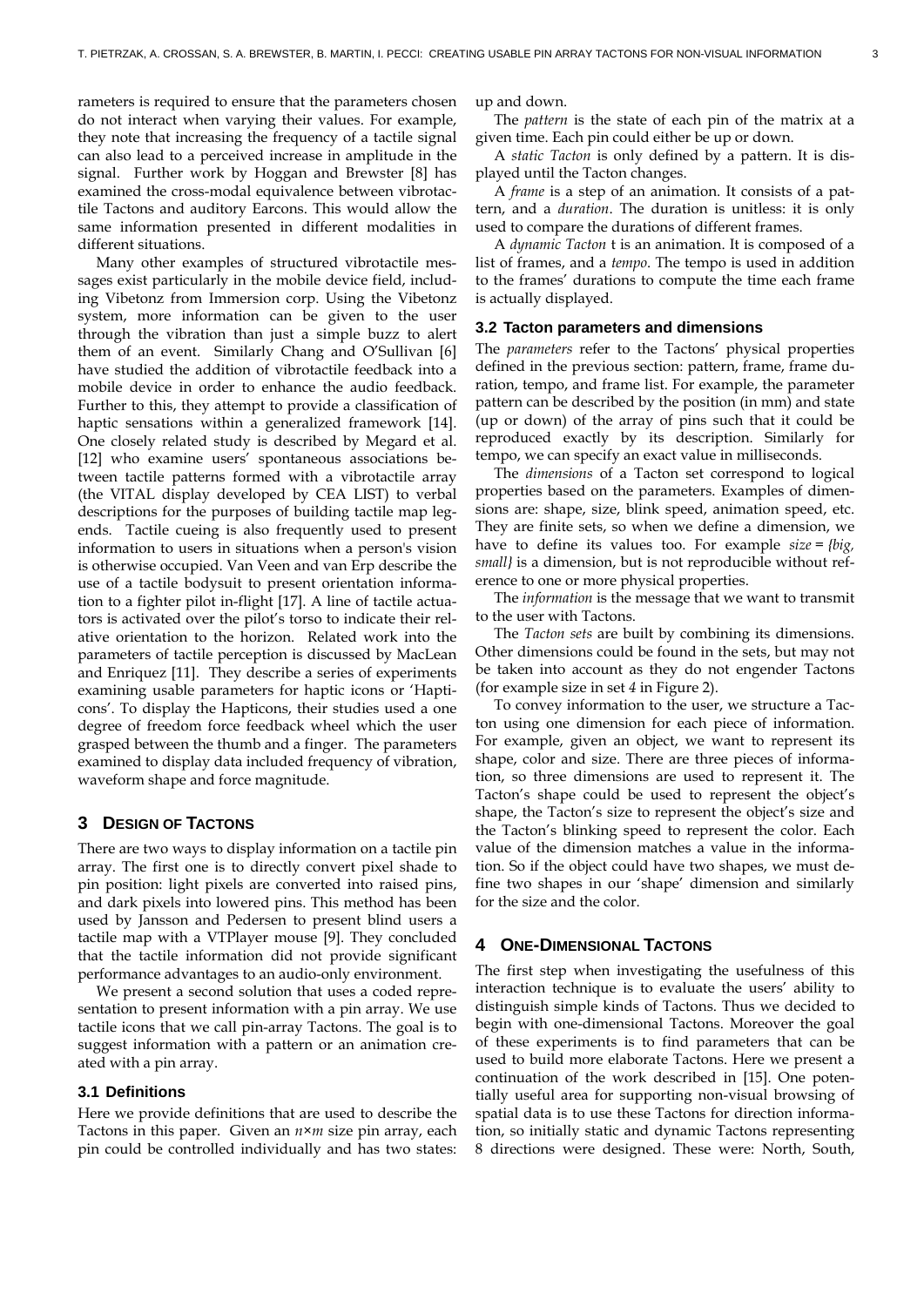rameters is required to ensure that the parameters chosen do not interact when varying their values. For example, they note that increasing the frequency of a tactile signal can also lead to a perceived increase in amplitude in the signal. Further work by Hoggan and Brewster [8] has examined the cross-modal equivalence between vibrotactile Tactons and auditory Earcons. This would allow the same information presented in different modalities in different situations.

Many other examples of structured vibrotactile messages exist particularly in the mobile device field, including Vibetonz from Immersion corp. Using the Vibetonz system, more information can be given to the user through the vibration than just a simple buzz to alert them of an event. Similarly Chang and O'Sullivan [6] have studied the addition of vibrotactile feedback into a mobile device in order to enhance the audio feedback. Further to this, they attempt to provide a classification of haptic sensations within a generalized framework [14]. One closely related study is described by Megard et al. [12] who examine users' spontaneous associations between tactile patterns formed with a vibrotactile array (the VITAL display developed by CEA LIST) to verbal descriptions for the purposes of building tactile map legends. Tactile cueing is also frequently used to present information to users in situations when a person's vision is otherwise occupied. Van Veen and van Erp describe the use of a tactile bodysuit to present orientation information to a fighter pilot in-flight [17]. A line of tactile actuators is activated over the pilot's torso to indicate their relative orientation to the horizon. Related work into the parameters of tactile perception is discussed by MacLean and Enriquez [11]. They describe a series of experiments examining usable parameters for haptic icons or 'Hapticons'. To display the Hapticons, their studies used a one degree of freedom force feedback wheel which the user grasped between the thumb and a finger. The parameters examined to display data included frequency of vibration, waveform shape and force magnitude.

## 3 Design of Tactons

There are two ways to display information on a tactile pin array. The first one is to directly convert pixel shade to pin position: light pixels are converted into raised pins, and dark pixels into lowered pins. This method has been used by Jansson and Pedersen to present blind users a tactile map with a VTPlayer mouse [9]. They concluded that the tactile information did not provide significant performance advantages to an audio-only environment.

We present a second solution that uses a coded representation to present information with a pin array. We use tactile icons that we call pin-array Tactons. The goal is to suggest information with a pattern or an animation created with a pin array.

### 3.1 Definitions

Here we provide definitions that are used to describe the Tactons in this paper. Given an $n \times m$ size pin array, each pin could be controlled individually and has two states: up and down.

The *pattern* is the state of each pin of the matrix at a given time. Each pin could either be up or down.

A *static Tacton* is only defined by a pattern. It is displayed until the Tacton changes.

A *frame* is a step of an animation. It consists of a pattern, and a *duration*. The duration is unitless: it is only used to compare the durations of different frames.

A *dynamic Tacton* t is an animation. It is composed of a list of frames, and a *tempo*. The tempo is used in addition to the frames' durations to compute the time each frame is actually displayed.

### 3.2 Tacton parameters and dimensions

The *parameters* refer to the Tactons' physical properties defined in the previous section: pattern, frame, frame duration, tempo, and frame list. For example, the parameter pattern can be described by the position (in mm) and state (up or down) of the array of pins such that it could be reproduced exactly by its description. Similarly for tempo, we can specify an exact value in milliseconds.

The *dimensions* of a Tacton set correspond to logical properties based on the parameters. Examples of dimensions are: shape, size, blink speed, animation speed, etc. They are finite sets, so when we define a dimension, we have to define its values too. For example *size = {big, small}* is a dimension, but is not reproducible without reference to one or more physical properties.

The *information* is the message that we want to transmit to the user with Tactons.

The *Tacton sets* are built by combining its dimensions. Other dimensions could be found in the sets, but may not be taken into account as they do not engender Tactons (for example size in set *4* in Figure 2).

To convey information to the user, we structure a Tacton using one dimension for each piece of information. For example, given an object, we want to represent its shape, color and size. There are three pieces of information, so three dimensions are used to represent it. The Tacton's shape could be used to represent the object's shape, the Tacton's size to represent the object's size and the Tacton's blinking speed to represent the color. Each value of the dimension matches a value in the information. So if the object could have two shapes, we must define two shapes in our 'shape' dimension and similarly for the size and the color.

## 4 One-Dimensional Tactons

The first step when investigating the usefulness of this interaction technique is to evaluate the users' ability to distinguish simple kinds of Tactons. Thus we decided to begin with one-dimensional Tactons. Moreover the goal of these experiments is to find parameters that can be used to build more elaborate Tactons. Here we present a continuation of the work described in [15]. One potentially useful area for supporting non-visual browsing of spatial data is to use these Tactons for direction information, so initially static and dynamic Tactons representing 8 directions were designed. These were: North, South,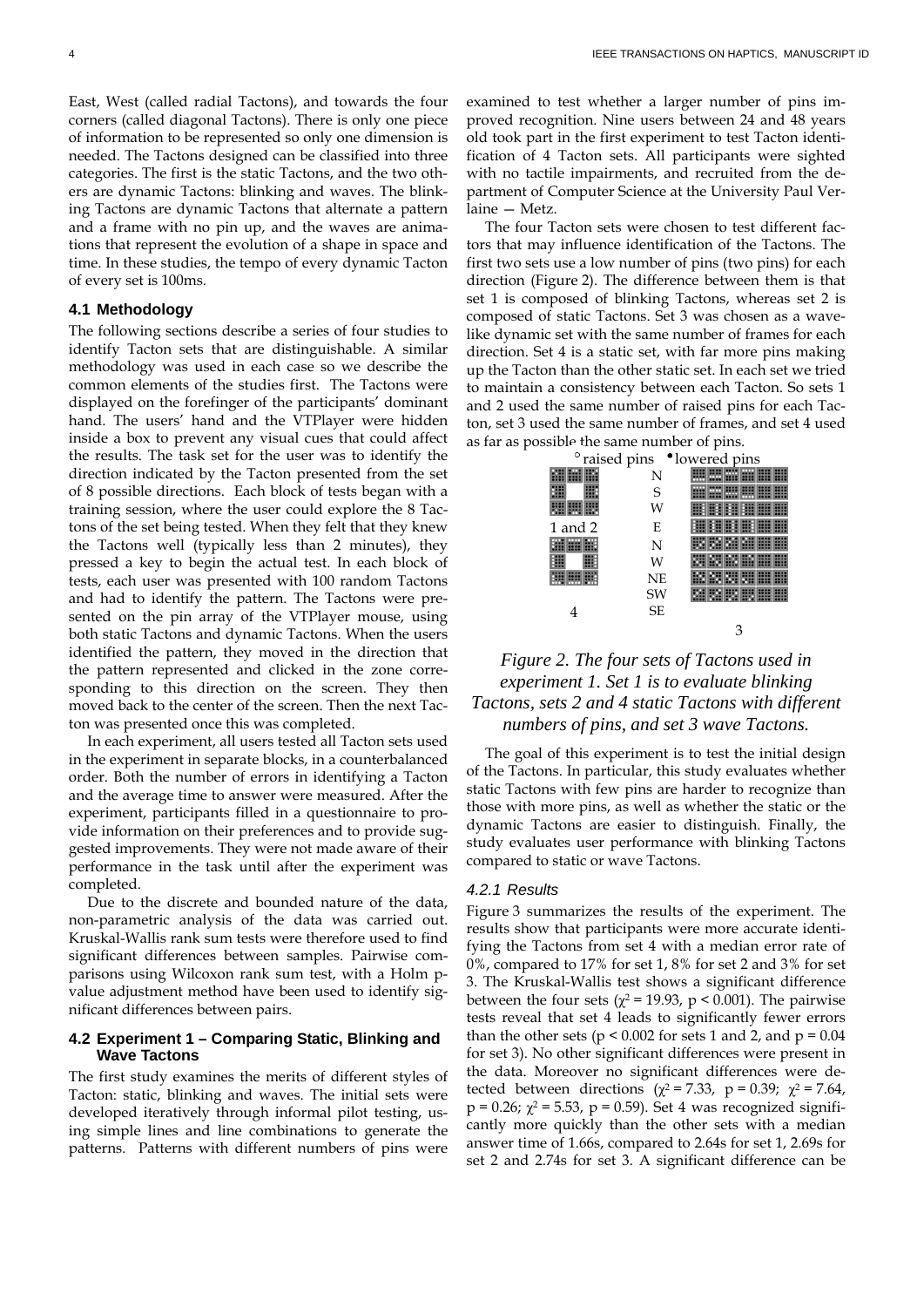East, West (called radial Tactons), and towards the four corners (called diagonal Tactons). There is only one piece of information to be represented so only one dimension is needed. The Tactons designed can be classified into three categories. The first is the static Tactons, and the two others are dynamic Tactons: blinking and waves. The blinking Tactons are dynamic Tactons that alternate a pattern and a frame with no pin up, and the waves are animations that represent the evolution of a shape in space and time. In these studies, the tempo of every dynamic Tacton of every set is 100ms.

### 4.1 Methodology

The following sections describe a series of four studies to identify Tacton sets that are distinguishable. A similar methodology was used in each case so we describe the common elements of the studies first. The Tactons were displayed on the forefinger of the participants' dominant hand. The users' hand and the VTPlayer were hidden inside a box to prevent any visual cues that could affect the results. The task set for the user was to identify the direction indicated by the Tacton presented from the set of 8 possible directions. Each block of tests began with a training session, where the user could explore the 8 Tactons of the set being tested. When they felt that they knew the Tactons well (typically less than 2 minutes), they pressed a key to begin the actual test. In each block of tests, each user was presented with 100 random Tactons and had to identify the pattern. The Tactons were presented on the pin array of the VTPlayer mouse, using both static Tactons and dynamic Tactons. When the users identified the pattern, they moved in the direction that the pattern represented and clicked in the zone corresponding to this direction on the screen. They then moved back to the center of the screen. Then the next Tacton was presented once this was completed.

In each experiment, all users tested all Tacton sets used in the experiment in separate blocks, in a counterbalanced order. Both the number of errors in identifying a Tacton and the average time to answer were measured. After the experiment, participants filled in a questionnaire to provide information on their preferences and to provide suggested improvements. They were not made aware of their performance in the task until after the experiment was completed.

Due to the discrete and bounded nature of the data, non-parametric analysis of the data was carried out. Kruskal-Wallis rank sum tests were therefore used to find significant differences between samples. Pairwise comparisons using Wilcoxon rank sum test, with a Holm p-value adjustment method have been used to identify significant differences between pairs.

### 4.2 Experiment 1 – Comparing Static, Blinking and Wave Tactons

The first study examines the merits of different styles of Tacton: static, blinking and waves. The initial sets were developed iteratively through informal pilot testing, using simple lines and line combinations to generate the patterns. Patterns with different numbers of pins were examined to test whether a larger number of pins improved recognition. Nine users between 24 and 48 years old took part in the first experiment to test Tacton identification of 4 Tacton sets. All participants were sighted with no tactile impairments, and recruited from the department of Computer Science at the University Paul Verlaine — Metz.

The four Tacton sets were chosen to test different factors that may influence identification of the Tactons. The first two sets use a low number of pins (two pins) for each direction (Figure 2). The difference between them is that set 1 is composed of blinking Tactons, whereas set 2 is composed of static Tactons. Set 3 was chosen as a wave-like dynamic set with the same number of frames for each direction. Set 4 is a static set, with far more pins making up the Tacton than the other static set. In each set we tried to maintain a consistency between each Tacton. So sets 1 and 2 used the same number of raised pins for each Tacton, set 3 used the same number of frames, and set 4 used as far as possible the same number of pins.

° raised pins • lowered pins

N S W E N W NE SW SE

1 and 2 &nbsp;&nbsp; 4 &nbsp;&nbsp; 3

*Figure 2. The four sets of Tactons used in experiment 1. Set 1 is to evaluate blinking Tactons, sets 2 and 4 static Tactons with different numbers of pins, and set 3 wave Tactons.*

The goal of this experiment is to test the initial design of the Tactons. In particular, this study evaluates whether static Tactons with few pins are harder to recognize than those with more pins, as well as whether the static or the dynamic Tactons are easier to distinguish. Finally, the study evaluates user performance with blinking Tactons compared to static or wave Tactons.

#### 4.2.1 Results

Figure 3 summarizes the results of the experiment. The results show that participants were more accurate identifying the Tactons from set 4 with a median error rate of 0%, compared to 17% for set 1, 8% for set 2 and 3% for set 3. The Kruskal-Wallis test shows a significant difference between the four sets ($\chi^2 = 19.93$, $p < 0.001$). The pairwise tests reveal that set 4 leads to significantly fewer errors than the other sets ($p < 0.002$ for sets 1 and 2, and $p = 0.04$ for set 3). No other significant differences were present in the data. Moreover no significant differences were detected between directions ($\chi^2 = 7.33$, $p = 0.39$; $\chi^2 = 7.64$, $p = 0.26$; $\chi^2 = 5.53$, $p = 0.59$). Set 4 was recognized significantly more quickly than the other sets with a median answer time of 1.66s, compared to 2.64s for set 1, 2.69s for set 2 and 2.74s for set 3. A significant difference can be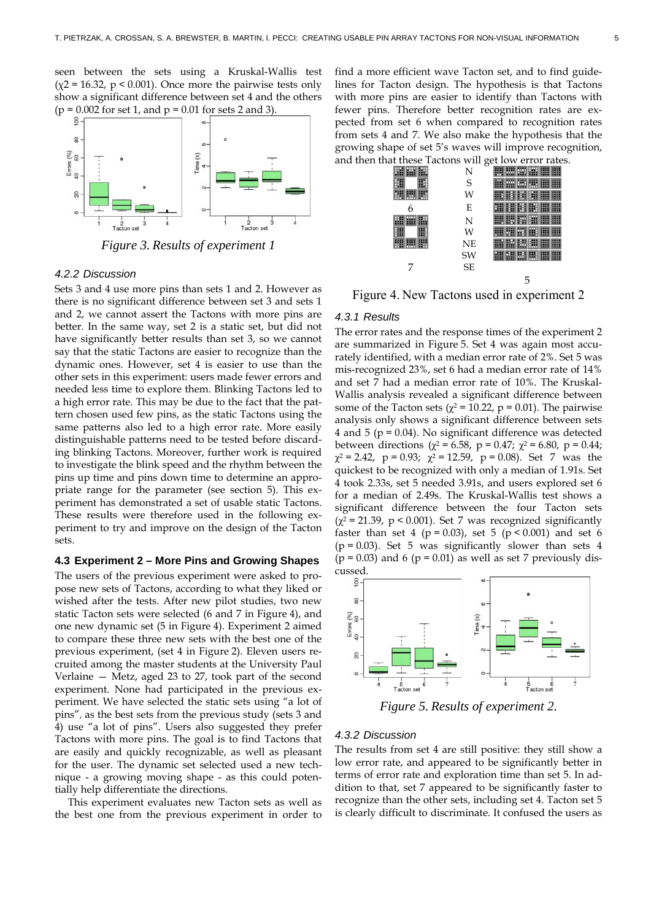seen between the sets using a Kruskal-Wallis test ($\chi 2 = 16.32$, $p < 0.001$). Once more the pairwise tests only show a significant difference between set 4 and the others ($p = 0.002$ for set 1, and $p = 0.01$ for sets 2 and 3).

*Figure 3. Results of experiment 1*

#### 4.2.2 Discussion

Sets 3 and 4 use more pins than sets 1 and 2. However as there is no significant difference between set 3 and sets 1 and 2, we cannot assert the Tactons with more pins are better. In the same way, set 2 is a static set, but did not have significantly better results than set 3, so we cannot say that the static Tactons are easier to recognize than the dynamic ones. However, set 4 is easier to use than the other sets in this experiment: users made fewer errors and needed less time to explore them. Blinking Tactons led to a high error rate. This may be due to the fact that the pattern chosen used few pins, as the static Tactons using the same patterns also led to a high error rate. More easily distinguishable patterns need to be tested before discarding blinking Tactons. Moreover, further work is required to investigate the blink speed and the rhythm between the pins up time and pins down time to determine an appropriate range for the parameter (see section 5). This experiment has demonstrated a set of usable static Tactons. These results were therefore used in the following experiment to try and improve on the design of the Tacton sets.

### 4.3 Experiment 2 – More Pins and Growing Shapes

The users of the previous experiment were asked to propose new sets of Tactons, according to what they liked or wished after the tests. After new pilot studies, two new static Tacton sets were selected (6 and 7 in Figure 4), and one new dynamic set (5 in Figure 4). Experiment 2 aimed to compare these three new sets with the best one of the previous experiment, (set 4 in Figure 2). Eleven users recruited among the master students at the University Paul Verlaine — Metz, aged 23 to 27, took part of the second experiment. None had participated in the previous experiment. We have selected the static sets using “a lot of pins”, as the best sets from the previous study (sets 3 and 4) use “a lot of pins”. Users also suggested they prefer Tactons with more pins. The goal is to find Tactons that are easily and quickly recognizable, as well as pleasant for the user. The dynamic set selected used a new technique - a growing moving shape - as this could potentially help differentiate the directions.

This experiment evaluates new Tacton sets as well as the best one from the previous experiment in order to find a more efficient wave Tacton set, and to find guidelines for Tacton design. The hypothesis is that Tactons with more pins are easier to identify than Tactons with fewer pins. Therefore better recognition rates are expected from set 6 when compared to recognition rates from sets 4 and 7. We also make the hypothesis that the growing shape of set 5’s waves will improve recognition, and then that these Tactons will get low error rates.

Figure 4. New Tactons used in experiment 2

#### 4.3.1 Results

The error rates and the response times of the experiment 2 are summarized in Figure 5. Set 4 was again most accurately identified, with a median error rate of 2%. Set 5 was mis-recognized 23%, set 6 had a median error rate of 14% and set 7 had a median error rate of 10%. The Kruskal-Wallis analysis revealed a significant difference between some of the Tacton sets ($\chi^2 = 10.22$, $p = 0.01$). The pairwise analysis only shows a significant difference between sets 4 and 5 ($p = 0.04$). No significant difference was detected between directions ($\chi^2 = 6.58$, $p = 0.47$; $\chi^2 = 6.80$, $p = 0.44$; $\chi^2 = 2.42$, $p = 0.93$; $\chi^2 = 12.59$, $p = 0.08$). Set 7 was the quickest to be recognized with only a median of 1.91s. Set 4 took 2.33s, set 5 needed 3.91s, and users explored set 6 for a median of 2.49s. The Kruskal-Wallis test shows a significant difference between the four Tacton sets ($\chi^2 = 21.39$, $p < 0.001$). Set 7 was recognized significantly faster than set 4 ($p = 0.03$), set 5 ($p < 0.001$) and set 6 ($p = 0.03$). Set 5 was significantly slower than sets 4 ($p = 0.03$) and 6 ($p = 0.01$) as well as set 7 previously discussed.

*Figure 5. Results of experiment 2.*

#### 4.3.2 Discussion

The results from set 4 are still positive: they still show a low error rate, and appeared to be significantly better in terms of error rate and exploration time than set 5. In addition to that, set 7 appeared to be significantly faster to recognize than the other sets, including set 4. Tacton set 5 is clearly difficult to discriminate. It confused the users as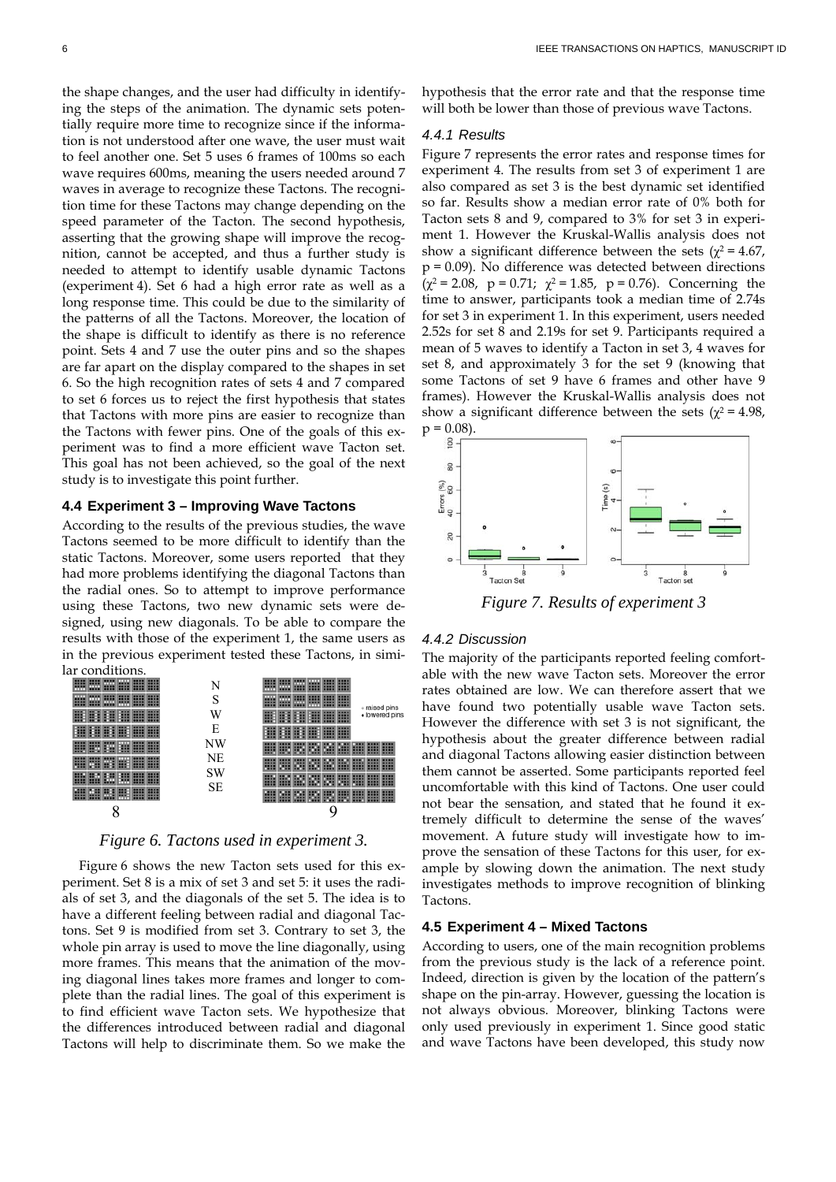the shape changes, and the user had difficulty in identifying the steps of the animation. The dynamic sets potentially require more time to recognize since if the information is not understood after one wave, the user must wait to feel another one. Set 5 uses 6 frames of 100ms so each wave requires 600ms, meaning the users needed around 7 waves in average to recognize these Tactons. The recognition time for these Tactons may change depending on the speed parameter of the Tacton. The second hypothesis, asserting that the growing shape will improve the recognition, cannot be accepted, and thus a further study is needed to attempt to identify usable dynamic Tactons (experiment 4). Set 6 had a high error rate as well as a long response time. This could be due to the similarity of the patterns of all the Tactons. Moreover, the location of the shape is difficult to identify as there is no reference point. Sets 4 and 7 use the outer pins and so the shapes are far apart on the display compared to the shapes in set 6. So the high recognition rates of sets 4 and 7 compared to set 6 forces us to reject the first hypothesis that states that Tactons with more pins are easier to recognize than the Tactons with fewer pins. One of the goals of this experiment was to find a more efficient wave Tacton set. This goal has not been achieved, so the goal of the next study is to investigate this point further.

### 4.4 Experiment 3 – Improving Wave Tactons

According to the results of the previous studies, the wave Tactons seemed to be more difficult to identify than the static Tactons. Moreover, some users reported that they had more problems identifying the diagonal Tactons than the radial ones. So to attempt to improve performance using these Tactons, two new dynamic sets were designed, using new diagonals. To be able to compare the results with those of the experiment 1, the same users as in the previous experiment tested these Tactons, in similar conditions.

*Figure 6. Tactons used in experiment 3.*

Figure 6 shows the new Tacton sets used for this experiment. Set 8 is a mix of set 3 and set 5: it uses the radials of set 3, and the diagonals of the set 5. The idea is to have a different feeling between radial and diagonal Tactons. Set 9 is modified from set 3. Contrary to set 3, the whole pin array is used to move the line diagonally, using more frames. This means that the animation of the moving diagonal lines takes more frames and longer to complete than the radial lines. The goal of this experiment is to find efficient wave Tacton sets. We hypothesize that the differences introduced between radial and diagonal Tactons will help to discriminate them. So we make the hypothesis that the error rate and that the response time will both be lower than those of previous wave Tactons.

#### 4.4.1 Results

Figure 7 represents the error rates and response times for experiment 4. The results from set 3 of experiment 1 are also compared as set 3 is the best dynamic set identified so far. Results show a median error rate of 0% both for Tacton sets 8 and 9, compared to 3% for set 3 in experiment 1. However the Kruskal-Wallis analysis does not show a significant difference between the sets ($\chi^2 = 4.67$, $p = 0.09$). No difference was detected between directions ($\chi^2 = 2.08$, $p = 0.71$; $\chi^2 = 1.85$, $p = 0.76$). Concerning the time to answer, participants took a median time of 2.74s for set 3 in experiment 1. In this experiment, users needed 2.52s for set 8 and 2.19s for set 9. Participants required a mean of 5 waves to identify a Tacton in set 3, 4 waves for set 8, and approximately 3 for the set 9 (knowing that some Tactons of set 9 have 6 frames and other have 9 frames). However the Kruskal-Wallis analysis does not show a significant difference between the sets ($\chi^2 = 4.98$, $p = 0.08$).

*Figure 7. Results of experiment 3*

#### 4.4.2 Discussion

The majority of the participants reported feeling comfortable with the new wave Tacton sets. Moreover the error rates obtained are low. We can therefore assert that we have found two potentially usable wave Tacton sets. However the difference with set 3 is not significant, the hypothesis about the greater difference between radial and diagonal Tactons allowing easier distinction between them cannot be asserted. Some participants reported feel uncomfortable with this kind of Tactons. One user could not bear the sensation, and stated that he found it extremely difficult to determine the sense of the waves' movement. A future study will investigate how to improve the sensation of these Tactons for this user, for example by slowing down the animation. The next study investigates methods to improve recognition of blinking Tactons.

### 4.5 Experiment 4 – Mixed Tactons

According to users, one of the main recognition problems from the previous study is the lack of a reference point. Indeed, direction is given by the location of the pattern's shape on the pin-array. However, guessing the location is not always obvious. Moreover, blinking Tactons were only used previously in experiment 1. Since good static and wave Tactons have been developed, this study now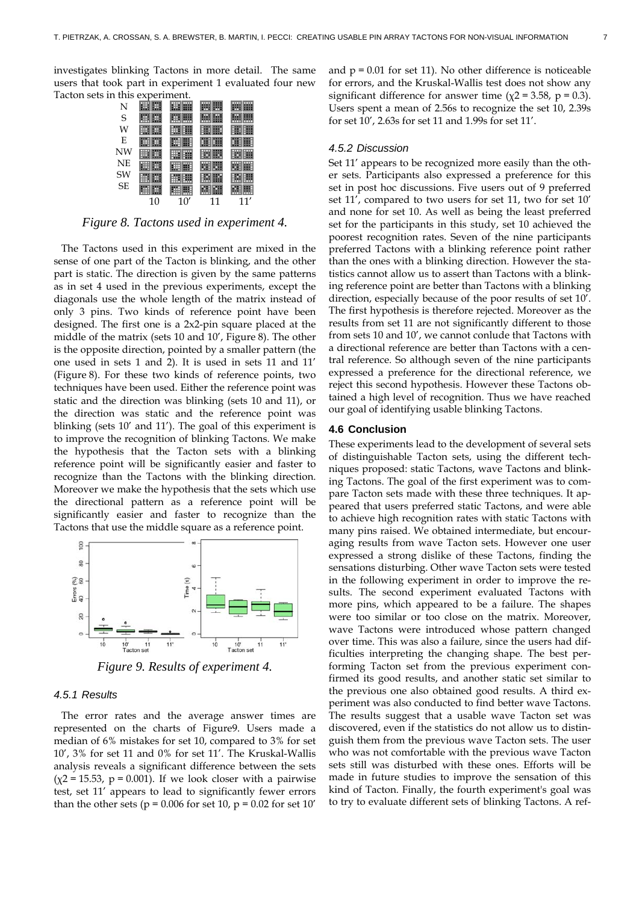investigates blinking Tactons in more detail. The same users that took part in experiment 1 evaluated four new Tacton sets in this experiment.

*Figure 8. Tactons used in experiment 4.*

The Tactons used in this experiment are mixed in the sense of one part of the Tacton is blinking, and the other part is static. The direction is given by the same patterns as in set 4 used in the previous experiments, except the diagonals use the whole length of the matrix instead of only 3 pins. Two kinds of reference point have been designed. The first one is a 2x2-pin square placed at the middle of the matrix (sets 10 and 10', Figure 8). The other is the opposite direction, pointed by a smaller pattern (the one used in sets 1 and 2). It is used in sets 11 and 11' (Figure 8). For these two kinds of reference points, two techniques have been used. Either the reference point was static and the direction was blinking (sets 10 and 11), or the direction was static and the reference point was blinking (sets 10' and 11'). The goal of this experiment is to improve the recognition of blinking Tactons. We make the hypothesis that the Tacton sets with a blinking reference point will be significantly easier and faster to recognize than the Tactons with the blinking direction. Moreover we make the hypothesis that the sets which use the directional pattern as a reference point will be significantly easier and faster to recognize than the Tactons that use the middle square as a reference point.

*Figure 9. Results of experiment 4.*

#### 4.5.1 Results

The error rates and the average answer times are represented on the charts of Figure9. Users made a median of 6% mistakes for set 10, compared to 3% for set 10', 3% for set 11 and 0% for set 11'. The Kruskal-Wallis analysis reveals a significant difference between the sets ($\chi 2 = 15.53$, $p = 0.001$). If we look closer with a pairwise test, set 11' appears to lead to significantly fewer errors than the other sets ($p = 0.006$ for set 10, $p = 0.02$ for set 10' and $p = 0.01$ for set 11). No other difference is noticeable for errors, and the Kruskal-Wallis test does not show any significant difference for answer time ($\chi 2 = 3.58$, $p = 0.3$). Users spent a mean of 2.56s to recognize the set 10, 2.39s for set 10', 2.63s for set 11 and 1.99s for set 11'.

#### 4.5.2 Discussion

Set 11' appears to be recognized more easily than the other sets. Participants also expressed a preference for this set in post hoc discussions. Five users out of 9 preferred set 11', compared to two users for set 11, two for set 10' and none for set 10. As well as being the least preferred set for the participants in this study, set 10 achieved the poorest recognition rates. Seven of the nine participants preferred Tactons with a blinking reference point rather than the ones with a blinking direction. However the statistics cannot allow us to assert than Tactons with a blinking reference point are better than Tactons with a blinking direction, especially because of the poor results of set 10'. The first hypothesis is therefore rejected. Moreover as the results from set 11 are not significantly different to those from sets 10 and 10', we cannot conlude that Tactons with a directional reference are better than Tactons with a central reference. So although seven of the nine participants expressed a preference for the directional reference, we reject this second hypothesis. However these Tactons obtained a high level of recognition. Thus we have reached our goal of identifying usable blinking Tactons.

### 4.6 Conclusion

These experiments lead to the development of several sets of distinguishable Tacton sets, using the different techniques proposed: static Tactons, wave Tactons and blinking Tactons. The goal of the first experiment was to compare Tacton sets made with these three techniques. It appeared that users preferred static Tactons, and were able to achieve high recognition rates with static Tactons with many pins raised. We obtained intermediate, but encouraging results from wave Tacton sets. However one user expressed a strong dislike of these Tactons, finding the sensations disturbing. Other wave Tacton sets were tested in the following experiment in order to improve the results. The second experiment evaluated Tactons with more pins, which appeared to be a failure. The shapes were too similar or too close on the matrix. Moreover, wave Tactons were introduced whose pattern changed over time. This was also a failure, since the users had difficulties interpreting the changing shape. The best performing Tacton set from the previous experiment confirmed its good results, and another static set similar to the previous one also obtained good results. A third experiment was also conducted to find better wave Tactons. The results suggest that a usable wave Tacton set was discovered, even if the statistics do not allow us to distinguish them from the previous wave Tacton sets. The user who was not comfortable with the previous wave Tacton sets still was disturbed with these ones. Efforts will be made in future studies to improve the sensation of this kind of Tacton. Finally, the fourth experiment's goal was to try to evaluate different sets of blinking Tactons. A ref-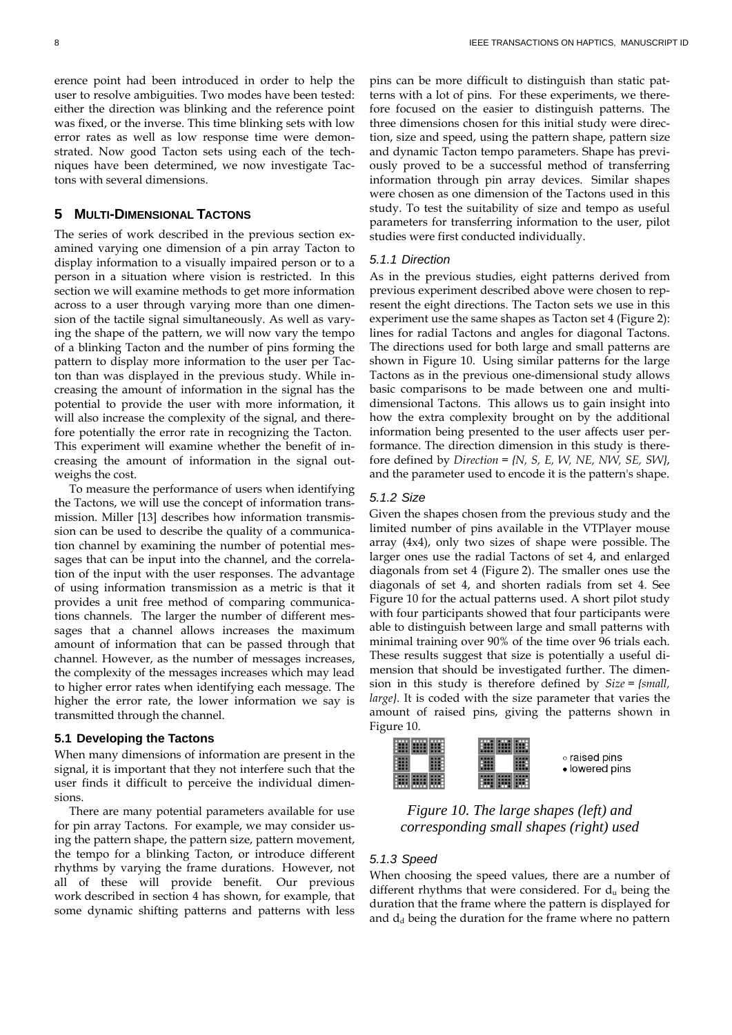erence point had been introduced in order to help the user to resolve ambiguities. Two modes have been tested: either the direction was blinking and the reference point was fixed, or the inverse. This time blinking sets with low error rates as well as low response time were demonstrated. Now good Tacton sets using each of the techniques have been determined, we now investigate Tactons with several dimensions.

## 5 Multi-Dimensional Tactons

The series of work described in the previous section examined varying one dimension of a pin array Tacton to display information to a visually impaired person or to a person in a situation where vision is restricted. In this section we will examine methods to get more information across to a user through varying more than one dimension of the tactile signal simultaneously. As well as varying the shape of the pattern, we will now vary the tempo of a blinking Tacton and the number of pins forming the pattern to display more information to the user per Tacton than was displayed in the previous study. While increasing the amount of information in the signal has the potential to provide the user with more information, it will also increase the complexity of the signal, and therefore potentially the error rate in recognizing the Tacton. This experiment will examine whether the benefit of increasing the amount of information in the signal outweighs the cost.

To measure the performance of users when identifying the Tactons, we will use the concept of information transmission. Miller [13] describes how information transmission can be used to describe the quality of a communication channel by examining the number of potential messages that can be input into the channel, and the correlation of the input with the user responses. The advantage of using information transmission as a metric is that it provides a unit free method of comparing communications channels. The larger the number of different messages that a channel allows increases the maximum amount of information that can be passed through that channel. However, as the number of messages increases, the complexity of the messages increases which may lead to higher error rates when identifying each message. The higher the error rate, the lower information we say is transmitted through the channel.

### 5.1 Developing the Tactons

When many dimensions of information are present in the signal, it is important that they not interfere such that the user finds it difficult to perceive the individual dimensions.

There are many potential parameters available for use for pin array Tactons. For example, we may consider using the pattern shape, the pattern size, pattern movement, the tempo for a blinking Tacton, or introduce different rhythms by varying the frame durations. However, not all of these will provide benefit. Our previous work described in section 4 has shown, for example, that some dynamic shifting patterns and patterns with less pins can be more difficult to distinguish than static patterns with a lot of pins. For these experiments, we therefore focused on the easier to distinguish patterns. The three dimensions chosen for this initial study were direction, size and speed, using the pattern shape, pattern size and dynamic Tacton tempo parameters. Shape has previously proved to be a successful method of transferring information through pin array devices. Similar shapes were chosen as one dimension of the Tactons used in this study. To test the suitability of size and tempo as useful parameters for transferring information to the user, pilot studies were first conducted individually.

#### 5.1.1 Direction

As in the previous studies, eight patterns derived from previous experiment described above were chosen to represent the eight directions. The Tacton sets we use in this experiment use the same shapes as Tacton set 4 (Figure 2): lines for radial Tactons and angles for diagonal Tactons. The directions used for both large and small patterns are shown in Figure 10. Using similar patterns for the large Tactons as in the previous one-dimensional study allows basic comparisons to be made between one and multi-dimensional Tactons. This allows us to gain insight into how the extra complexity brought on by the additional information being presented to the user affects user performance. The direction dimension in this study is therefore defined by *Direction = {N, S, E, W, NE, NW, SE, SW}*, and the parameter used to encode it is the pattern's shape.

#### 5.1.2 Size

Given the shapes chosen from the previous study and the limited number of pins available in the VTPlayer mouse array (4x4), only two sizes of shape were possible. The larger ones use the radial Tactons of set 4, and enlarged diagonals from set 4 (Figure 2). The smaller ones use the diagonals of set 4, and shorten radials from set 4. See Figure 10 for the actual patterns used. A short pilot study with four participants showed that four participants were able to distinguish between large and small patterns with minimal training over 90% of the time over 96 trials each. These results suggest that size is potentially a useful dimension that should be investigated further. The dimension in this study is therefore defined by *Size = {small, large}*. It is coded with the size parameter that varies the amount of raised pins, giving the patterns shown in Figure 10.

◦ raised pins
• lowered pins

*Figure 10. The large shapes (left) and corresponding small shapes (right) used*

#### 5.1.3 Speed

When choosing the speed values, there are a number of different rhythms that were considered. For $d_u$ being the duration that the frame where the pattern is displayed for and $d_d$ being the duration for the frame where no pattern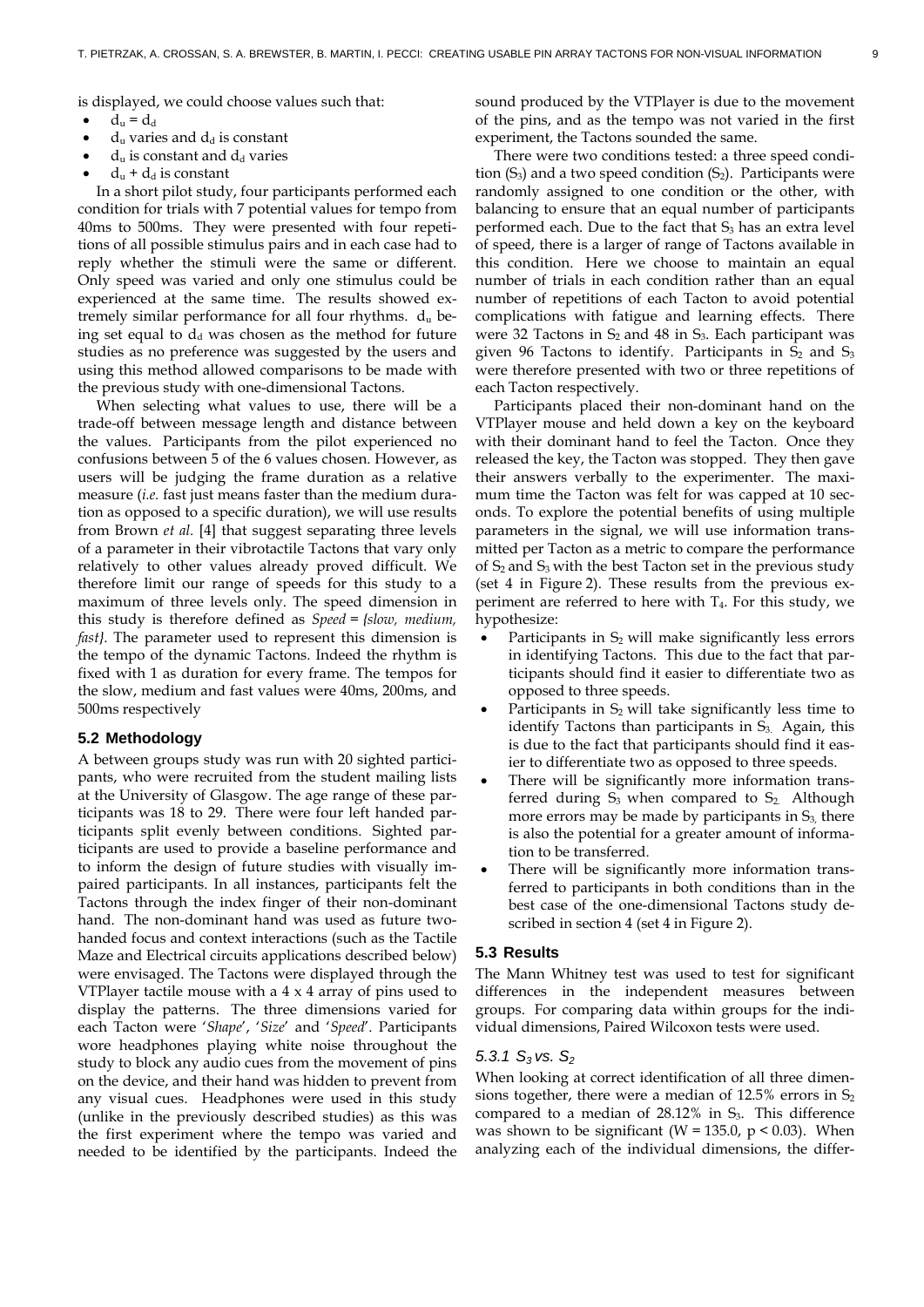is displayed, we could choose values such that:

- $d_u = d_d$
- $d_u$ varies and $d_d$ is constant
- $d_u$ is constant and $d_d$ varies
- $d_u + d_d$ is constant

In a short pilot study, four participants performed each condition for trials with 7 potential values for tempo from 40ms to 500ms. They were presented with four repetitions of all possible stimulus pairs and in each case had to reply whether the stimuli were the same or different. Only speed was varied and only one stimulus could be experienced at the same time. The results showed extremely similar performance for all four rhythms. $d_u$ being set equal to $d_d$ was chosen as the method for future studies as no preference was suggested by the users and using this method allowed comparisons to be made with the previous study with one-dimensional Tactons.

When selecting what values to use, there will be a trade-off between message length and distance between the values. Participants from the pilot experienced no confusions between 5 of the 6 values chosen. However, as users will be judging the frame duration as a relative measure (*i.e.* fast just means faster than the medium duration as opposed to a specific duration), we will use results from Brown *et al*. [4] that suggest separating three levels of a parameter in their vibrotactile Tactons that vary only relatively to other values already proved difficult. We therefore limit our range of speeds for this study to a maximum of three levels only. The speed dimension in this study is therefore defined as *Speed = {slow, medium, fast}*. The parameter used to represent this dimension is the tempo of the dynamic Tactons. Indeed the rhythm is fixed with 1 as duration for every frame. The tempos for the slow, medium and fast values were 40ms, 200ms, and 500ms respectively

### 5.2 Methodology

A between groups study was run with 20 sighted participants, who were recruited from the student mailing lists at the University of Glasgow. The age range of these participants was 18 to 29. There were four left handed participants split evenly between conditions. Sighted participants are used to provide a baseline performance and to inform the design of future studies with visually impaired participants. In all instances, participants felt the Tactons through the index finger of their non-dominant hand. The non-dominant hand was used as future two-handed focus and context interactions (such as the Tactile Maze and Electrical circuits applications described below) were envisaged. The Tactons were displayed through the VTPlayer tactile mouse with a 4 x 4 array of pins used to display the patterns. The three dimensions varied for each Tacton were '*Shape*', '*Size*' and '*Speed*'. Participants wore headphones playing white noise throughout the study to block any audio cues from the movement of pins on the device, and their hand was hidden to prevent from any visual cues. Headphones were used in this study (unlike in the previously described studies) as this was the first experiment where the tempo was varied and needed to be identified by the participants. Indeed the sound produced by the VTPlayer is due to the movement of the pins, and as the tempo was not varied in the first experiment, the Tactons sounded the same.

There were two conditions tested: a three speed condition ($S_3$) and a two speed condition ($S_2$). Participants were randomly assigned to one condition or the other, with balancing to ensure that an equal number of participants performed each. Due to the fact that $S_3$ has an extra level of speed, there is a larger of range of Tactons available in this condition. Here we choose to maintain an equal number of trials in each condition rather than an equal number of repetitions of each Tacton to avoid potential complications with fatigue and learning effects. There were 32 Tactons in $S_2$ and 48 in $S_3$. Each participant was given 96 Tactons to identify. Participants in $S_2$ and $S_3$ were therefore presented with two or three repetitions of each Tacton respectively.

Participants placed their non-dominant hand on the VTPlayer mouse and held down a key on the keyboard with their dominant hand to feel the Tacton. Once they released the key, the Tacton was stopped. They then gave their answers verbally to the experimenter. The maximum time the Tacton was felt for was capped at 10 seconds. To explore the potential benefits of using multiple parameters in the signal, we will use information transmitted per Tacton as a metric to compare the performance of $S_2$ and $S_3$ with the best Tacton set in the previous study (set 4 in Figure 2). These results from the previous experiment are referred to here with $T_4$. For this study, we hypothesize:

- Participants in $S_2$ will make significantly less errors in identifying Tactons. This due to the fact that participants should find it easier to differentiate two as opposed to three speeds.
- Participants in $S_2$ will take significantly less time to identify Tactons than participants in $S_3$. Again, this is due to the fact that participants should find it easier to differentiate two as opposed to three speeds.
- There will be significantly more information transferred during $S_3$ when compared to $S_2$. Although more errors may be made by participants in $S_3$, there is also the potential for a greater amount of information to be transferred.
- There will be significantly more information transferred to participants in both conditions than in the best case of the one-dimensional Tactons study described in section 4 (set 4 in Figure 2).

### 5.3 Results

The Mann Whitney test was used to test for significant differences in the independent measures between groups. For comparing data within groups for the individual dimensions, Paired Wilcoxon tests were used.

#### 5.3.1 $S_3$ vs. $S_2$

When looking at correct identification of all three dimensions together, there were a median of 12.5% errors in $S_2$ compared to a median of 28.12% in $S_3$. This difference was shown to be significant ($W = 135.0$, $p < 0.03$). When analyzing each of the individual dimensions, the differ-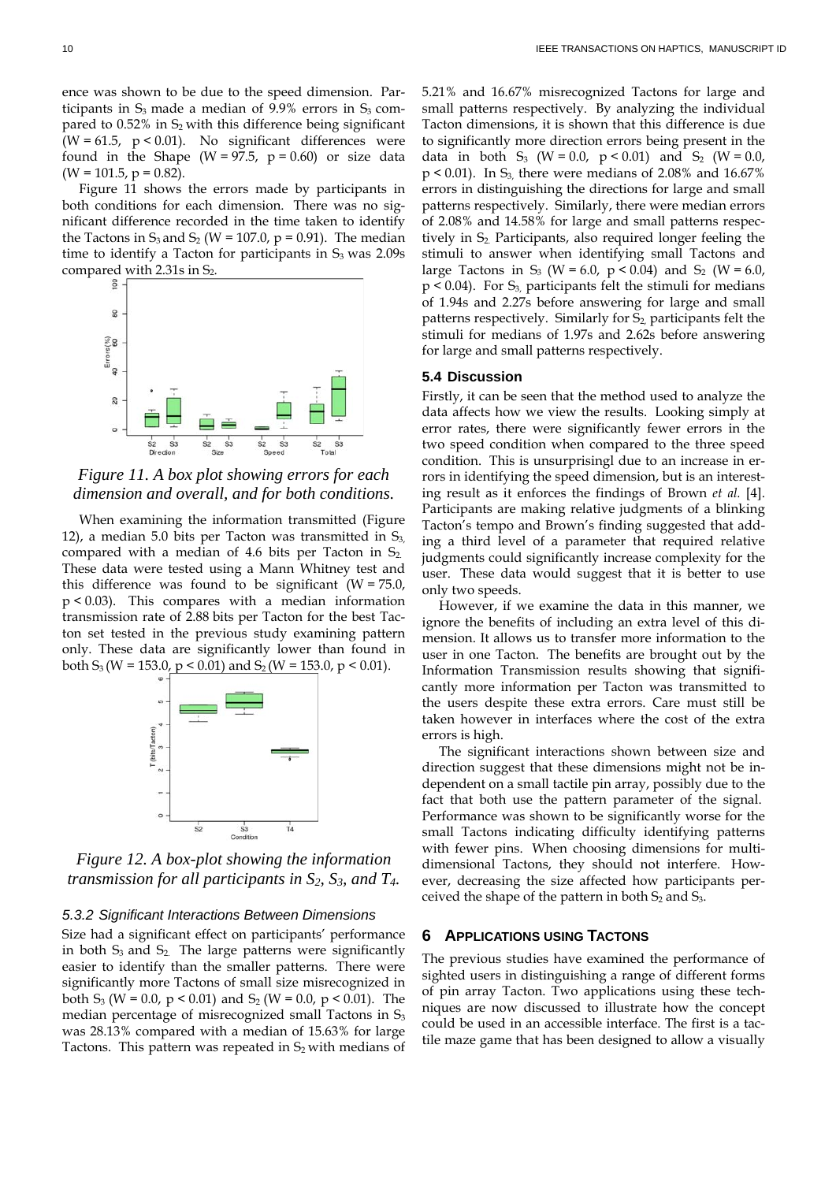ence was shown to be due to the speed dimension. Participants in $S_3$ made a median of 9.9% errors in $S_3$ compared to 0.52% in $S_2$ with this difference being significant ($W = 61.5$, $p < 0.01$). No significant differences were found in the Shape ($W = 97.5$, $p = 0.60$) or size data ($W = 101.5$, $p = 0.82$).

Figure 11 shows the errors made by participants in both conditions for each dimension. There was no significant difference recorded in the time taken to identify the Tactons in $S_3$ and $S_2$ ($W = 107.0$, $p = 0.91$). The median time to identify a Tacton for participants in $S_3$ was 2.09s compared with 2.31s in $S_2$.

*Figure 11. A box plot showing errors for each dimension and overall, and for both conditions.*

When examining the information transmitted (Figure 12), a median 5.0 bits per Tacton was transmitted in $S_3$, compared with a median of 4.6 bits per Tacton in $S_2$. These data were tested using a Mann Whitney test and this difference was found to be significant ($W = 75.0$, $p < 0.03$). This compares with a median information transmission rate of 2.88 bits per Tacton for the best Tacton set tested in the previous study examining pattern only. These data are significantly lower than found in both $S_3$ ($W = 153.0$, $p < 0.01$) and $S_2$ ($W = 153.0$, $p < 0.01$).

*Figure 12. A box-plot showing the information transmission for all participants in $S_2$, $S_3$, and $T_4$.*

### 5.3.2 Significant Interactions Between Dimensions

Size had a significant effect on participants' performance in both $S_3$ and $S_2$. The large patterns were significantly easier to identify than the smaller patterns. There were significantly more Tactons of small size misrecognized in both $S_3$ ($W = 0.0$, $p < 0.01$) and $S_2$ ($W = 0.0$, $p < 0.01$). The median percentage of misrecognized small Tactons in $S_3$ was 28.13% compared with a median of 15.63% for large Tactons. This pattern was repeated in $S_2$ with medians of 5.21% and 16.67% misrecognized Tactons for large and small patterns respectively. By analyzing the individual Tacton dimensions, it is shown that this difference is due to significantly more direction errors being present in the data in both $S_3$ ($W = 0.0$, $p < 0.01$) and $S_2$ ($W = 0.0$, $p < 0.01$). In $S_3$, there were medians of 2.08% and 16.67% errors in distinguishing the directions for large and small patterns respectively. Similarly, there were median errors of 2.08% and 14.58% for large and small patterns respectively in $S_2$. Participants, also required longer feeling the stimuli to answer when identifying small Tactons and large Tactons in $S_3$ ($W = 6.0$, $p < 0.04$) and $S_2$ ($W = 6.0$, $p < 0.04$). For $S_3$, participants felt the stimuli for medians of 1.94s and 2.27s before answering for large and small patterns respectively. Similarly for $S_2$, participants felt the stimuli for medians of 1.97s and 2.62s before answering for large and small patterns respectively.

### 5.4 Discussion

Firstly, it can be seen that the method used to analyze the data affects how we view the results. Looking simply at error rates, there were significantly fewer errors in the two speed condition when compared to the three speed condition. This is unsurprisingl due to an increase in errors in identifying the speed dimension, but is an interesting result as it enforces the findings of Brown *et al.* [4]. Participants are making relative judgments of a blinking Tacton's tempo and Brown's finding suggested that adding a third level of a parameter that required relative judgments could significantly increase complexity for the user. These data would suggest that it is better to use only two speeds.

However, if we examine the data in this manner, we ignore the benefits of including an extra level of this dimension. It allows us to transfer more information to the user in one Tacton. The benefits are brought out by the Information Transmission results showing that significantly more information per Tacton was transmitted to the users despite these extra errors. Care must still be taken however in interfaces where the cost of the extra errors is high.

The significant interactions shown between size and direction suggest that these dimensions might not be independent on a small tactile pin array, possibly due to the fact that both use the pattern parameter of the signal. Performance was shown to be significantly worse for the small Tactons indicating difficulty identifying patterns with fewer pins. When choosing dimensions for multi-dimensional Tactons, they should not interfere. However, decreasing the size affected how participants perceived the shape of the pattern in both $S_2$ and $S_3$.

## 6 Applications Using Tactons

The previous studies have examined the performance of sighted users in distinguishing a range of different forms of pin array Tacton. Two applications using these techniques are now discussed to illustrate how the concept could be used in an accessible interface. The first is a tactile maze game that has been designed to allow a visually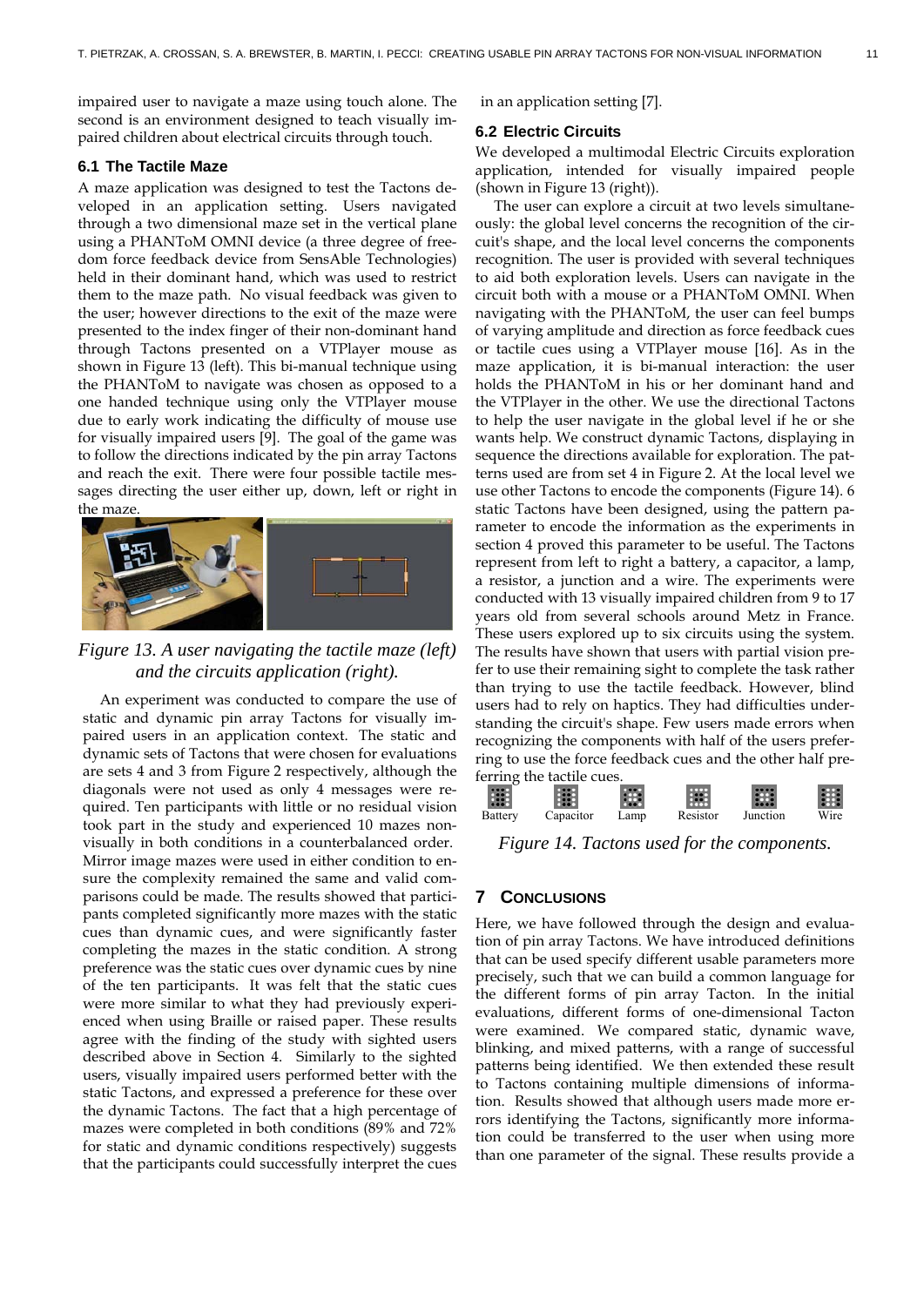impaired user to navigate a maze using touch alone. The second is an environment designed to teach visually impaired children about electrical circuits through touch.

### 6.1 The Tactile Maze

A maze application was designed to test the Tactons developed in an application setting. Users navigated through a two dimensional maze set in the vertical plane using a PHANToM OMNI device (a three degree of freedom force feedback device from SensAble Technologies) held in their dominant hand, which was used to restrict them to the maze path. No visual feedback was given to the user; however directions to the exit of the maze were presented to the index finger of their non-dominant hand through Tactons presented on a VTPlayer mouse as shown in Figure 13 (left). This bi-manual technique using the PHANToM to navigate was chosen as opposed to a one handed technique using only the VTPlayer mouse due to early work indicating the difficulty of mouse use for visually impaired users [9]. The goal of the game was to follow the directions indicated by the pin array Tactons and reach the exit. There were four possible tactile messages directing the user either up, down, left or right in the maze.

*Figure 13. A user navigating the tactile maze (left) and the circuits application (right).*

An experiment was conducted to compare the use of static and dynamic pin array Tactons for visually impaired users in an application context. The static and dynamic sets of Tactons that were chosen for evaluations are sets 4 and 3 from Figure 2 respectively, although the diagonals were not used as only 4 messages were required. Ten participants with little or no residual vision took part in the study and experienced 10 mazes non-visually in both conditions in a counterbalanced order. Mirror image mazes were used in either condition to ensure the complexity remained the same and valid comparisons could be made. The results showed that participants completed significantly more mazes with the static cues than dynamic cues, and were significantly faster completing the mazes in the static condition. A strong preference was the static cues over dynamic cues by nine of the ten participants. It was felt that the static cues were more similar to what they had previously experienced when using Braille or raised paper. These results agree with the finding of the study with sighted users described above in Section 4. Similarly to the sighted users, visually impaired users performed better with the static Tactons, and expressed a preference for these over the dynamic Tactons. The fact that a high percentage of mazes were completed in both conditions (89% and 72% for static and dynamic conditions respectively) suggests that the participants could successfully interpret the cues in an application setting [7].

### 6.2 Electric Circuits

We developed a multimodal Electric Circuits exploration application, intended for visually impaired people (shown in Figure 13 (right)).

The user can explore a circuit at two levels simultaneously: the global level concerns the recognition of the circuit's shape, and the local level concerns the components recognition. The user is provided with several techniques to aid both exploration levels. Users can navigate in the circuit both with a mouse or a PHANToM OMNI. When navigating with the PHANToM, the user can feel bumps of varying amplitude and direction as force feedback cues or tactile cues using a VTPlayer mouse [16]. As in the maze application, it is bi-manual interaction: the user holds the PHANToM in his or her dominant hand and the VTPlayer in the other. We use the directional Tactons to help the user navigate in the global level if he or she wants help. We construct dynamic Tactons, displaying in sequence the directions available for exploration. The patterns used are from set 4 in Figure 2. At the local level we use other Tactons to encode the components (Figure 14). 6 static Tactons have been designed, using the pattern parameter to encode the information as the experiments in section 4 proved this parameter to be useful. The Tactons represent from left to right a battery, a capacitor, a lamp, a resistor, a junction and a wire. The experiments were conducted with 13 visually impaired children from 9 to 17 years old from several schools around Metz in France. These users explored up to six circuits using the system. The results have shown that users with partial vision prefer to use their remaining sight to complete the task rather than trying to use the tactile feedback. However, blind users had to rely on haptics. They had difficulties understanding the circuit's shape. Few users made errors when recognizing the components with half of the users preferring to use the force feedback cues and the other half preferring the tactile cues.

Battery Capacitor Lamp Resistor Junction Wire

*Figure 14. Tactons used for the components.*

## 7 Conclusions

Here, we have followed through the design and evaluation of pin array Tactons. We have introduced definitions that can be used specify different usable parameters more precisely, such that we can build a common language for the different forms of pin array Tacton. In the initial evaluations, different forms of one-dimensional Tacton were examined. We compared static, dynamic wave, blinking, and mixed patterns, with a range of successful patterns being identified. We then extended these result to Tactons containing multiple dimensions of information. Results showed that although users made more errors identifying the Tactons, significantly more information could be transferred to the user when using more than one parameter of the signal. These results provide a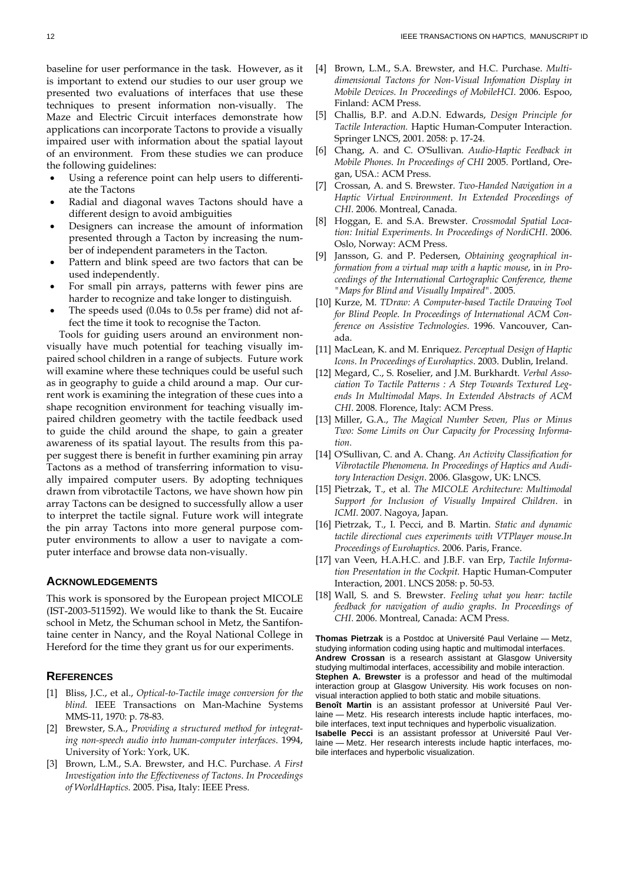baseline for user performance in the task. However, as it is important to extend our studies to our user group we presented two evaluations of interfaces that use these techniques to present information non-visually. The Maze and Electric Circuit interfaces demonstrate how applications can incorporate Tactons to provide a visually impaired user with information about the spatial layout of an environment. From these studies we can produce the following guidelines:

- Using a reference point can help users to differentiate the Tactons
- Radial and diagonal waves Tactons should have a different design to avoid ambiguities
- Designers can increase the amount of information presented through a Tacton by increasing the number of independent parameters in the Tacton.
- Pattern and blink speed are two factors that can be used independently.
- For small pin arrays, patterns with fewer pins are harder to recognize and take longer to distinguish.
- The speeds used (0.04s to 0.5s per frame) did not affect the time it took to recognise the Tacton.

Tools for guiding users around an environment non-visually have much potential for teaching visually impaired school children in a range of subjects. Future work will examine where these techniques could be useful such as in geography to guide a child around a map. Our current work is examining the integration of these cues into a shape recognition environment for teaching visually impaired children geometry with the tactile feedback used to guide the child around the shape, to gain a greater awareness of its spatial layout. The results from this paper suggest there is benefit in further examining pin array Tactons as a method of transferring information to visually impaired computer users. By adopting techniques drawn from vibrotactile Tactons, we have shown how pin array Tactons can be designed to successfully allow a user to interpret the tactile signal. Future work will integrate the pin array Tactons into more general purpose computer environments to allow a user to navigate a computer interface and browse data non-visually.

## Acknowledgements

This work is sponsored by the European project MICOLE (IST-2003-511592). We would like to thank the St. Eucaire school in Metz, the Schuman school in Metz, the Santifontaine center in Nancy, and the Royal National College in Hereford for the time they grant us for our experiments.

## References

[1] Bliss, J.C., et al., *Optical-to-Tactile image conversion for the blind.* IEEE Transactions on Man-Machine Systems MMS-11, 1970: p. 78-83.

[2] Brewster, S.A., *Providing a structured method for integrating non-speech audio into human-computer interfaces*. 1994, University of York: York, UK.

[3] Brown, L.M., S.A. Brewster, and H.C. Purchase. *A First Investigation into the Effectiveness of Tactons. In Proceedings of WorldHaptics*. 2005. Pisa, Italy: IEEE Press.

[4] Brown, L.M., S.A. Brewster, and H.C. Purchase. *Multidimensional Tactons for Non-Visual Infomation Display in Mobile Devices*. *In Proceedings of MobileHCI*. 2006. Espoo, Finland: ACM Press.

[5] Challis, B.P. and A.D.N. Edwards, *Design Principle for Tactile Interaction.* Haptic Human-Computer Interaction. Springer LNCS, 2001. 2058: p. 17-24.

[6] Chang, A. and C. O'Sullivan. *Audio-Haptic Feedback in Mobile Phones*. *In Proceedings of CHI* 2005. Portland, Oregan, USA.: ACM Press.

[7] Crossan, A. and S. Brewster. *Two-Handed Navigation in a Haptic Virtual Environment*. *In Extended Proceedings of CHI*. 2006. Montreal, Canada.

[8] Hoggan, E. and S.A. Brewster. *Crossmodal Spatial Location: Initial Experiments*. *In Proceedings of NordiCHI*. 2006. Oslo, Norway: ACM Press.

[9] Jansson, G. and P. Pedersen, *Obtaining geographical information from a virtual map with a haptic mouse*, in *in Proceedings of the International Cartographic Conference, theme "Maps for Blind and Visually Impaired"*. 2005.

[10] Kurze, M. *TDraw: A Computer-based Tactile Drawing Tool for Blind People*. *In Proceedings of International ACM Conference on Assistive Technologies*. 1996. Vancouver, Canada.

[11] MacLean, K. and M. Enriquez. *Perceptual Design of Haptic Icons*. *In Proceedings of Eurohaptics*. 2003. Dublin, Ireland.

[12] Megard, C., S. Roselier, and J.M. Burkhardt. *Verbal Association To Tactile Patterns : A Step Towards Textured Legends In Multimodal Maps*. *In Extended Abstracts of ACM CHI*. 2008. Florence, Italy: ACM Press.

[13] Miller, G.A., *The Magical Number Seven, Plus or Minus Two: Some Limits on Our Capacity for Processing Information.*

[14] O'Sullivan, C. and A. Chang. *An Activity Classification for Vibrotactile Phenomena*. *In Proceedings of Haptics and Auditory Interaction Design*. 2006. Glasgow, UK: LNCS.

[15] Pietrzak, T., et al. *The MICOLE Architecture: Multimodal Support for Inclusion of Visually Impaired Children*. in *ICMI*. 2007. Nagoya, Japan.

[16] Pietrzak, T., I. Pecci, and B. Martin. *Static and dynamic tactile directional cues experiments with VTPlayer mouse.In Proceedings of Eurohaptics*. 2006. Paris, France.

[17] van Veen, H.A.H.C. and J.B.F. van Erp, *Tactile Information Presentation in the Cockpit.* Haptic Human-Computer Interaction, 2001. LNCS 2058: p. 50-53.

[18] Wall, S. and S. Brewster. *Feeling what you hear: tactile feedback for navigation of audio graphs*. *In Proceedings of CHI*. 2006. Montreal, Canada: ACM Press.

**Thomas Pietrzak** is a Postdoc at Université Paul Verlaine — Metz, studying information coding using haptic and multimodal interfaces.

**Andrew Crossan** is a research assistant at Glasgow University studying multimodal interfaces, accessibility and mobile interaction.

**Stephen A. Brewster** is a professor and head of the multimodal interaction group at Glasgow University. His work focuses on non-visual interaction applied to both static and mobile situations.

**Benoît Martin** is an assistant professor at Université Paul Verlaine — Metz. His research interests include haptic interfaces, mobile interfaces, text input techniques and hyperbolic visualization.

**Isabelle Pecci** is an assistant professor at Université Paul Verlaine — Metz. Her research interests include haptic interfaces, mobile interfaces and hyperbolic visualization.